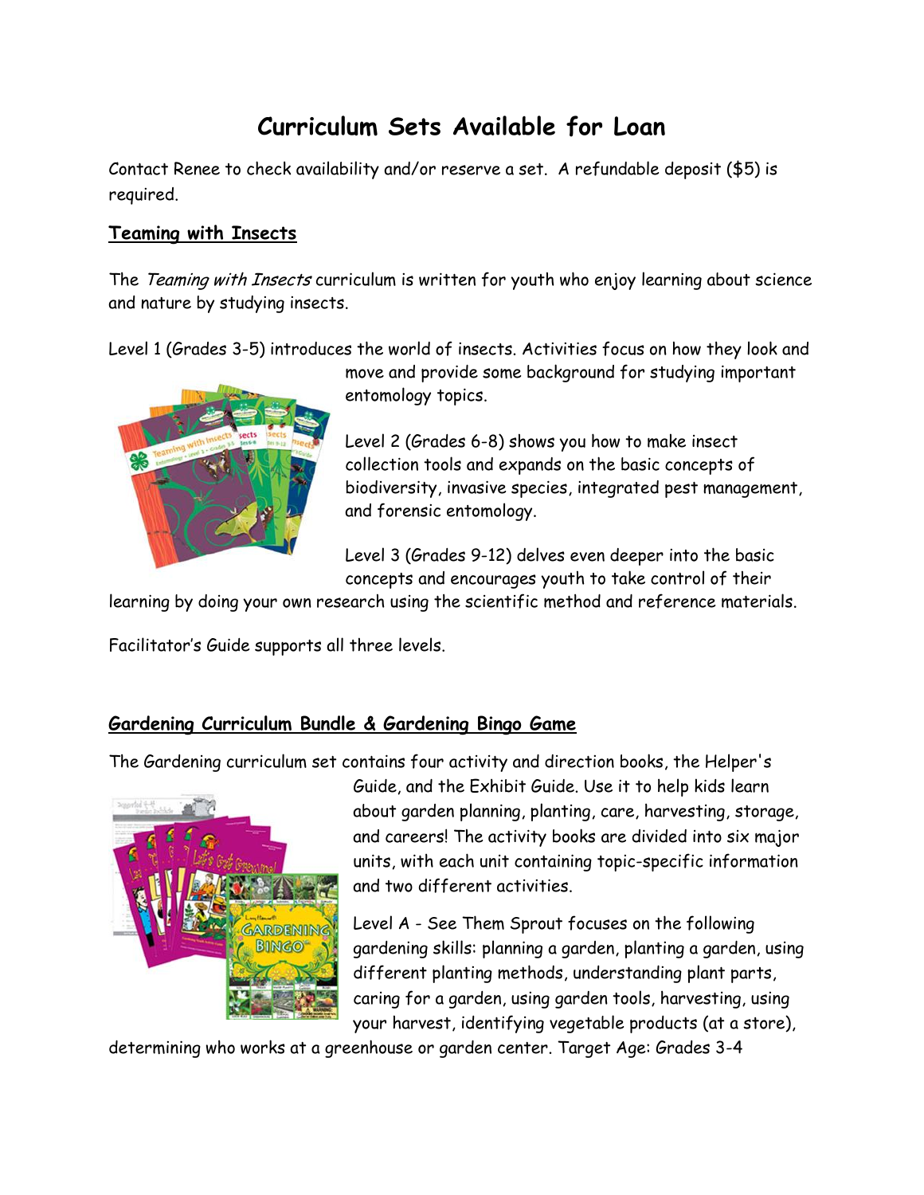# Curriculum Sets Available for Loan

Contact Renee to check availability and/or reserve a set. A refundable deposit ($5) is required.

## Teaming with Insects

The *Teaming with Insects* curriculum is written for youth who enjoy learning about science and nature by studying insects.

Level 1 (Grades 3-5) introduces the world of insects. Activities focus on how they look and move and provide some background for studying important entomology topics.

Level 2 (Grades 6-8) shows you how to make insect collection tools and expands on the basic concepts of biodiversity, invasive species, integrated pest management, and forensic entomology.

Level 3 (Grades 9-12) delves even deeper into the basic concepts and encourages youth to take control of their learning by doing your own research using the scientific method and reference materials.

Facilitator's Guide supports all three levels.

## Gardening Curriculum Bundle & Gardening Bingo Game

The Gardening curriculum set contains four activity and direction books, the Helper's Guide, and the Exhibit Guide. Use it to help kids learn about garden planning, planting, care, harvesting, storage, and careers! The activity books are divided into six major units, with each unit containing topic-specific information and two different activities.

Level A - See Them Sprout focuses on the following gardening skills: planning a garden, planting a garden, using different planting methods, understanding plant parts, caring for a garden, using garden tools, harvesting, using your harvest, identifying vegetable products (at a store), determining who works at a greenhouse or garden center. Target Age: Grades 3-4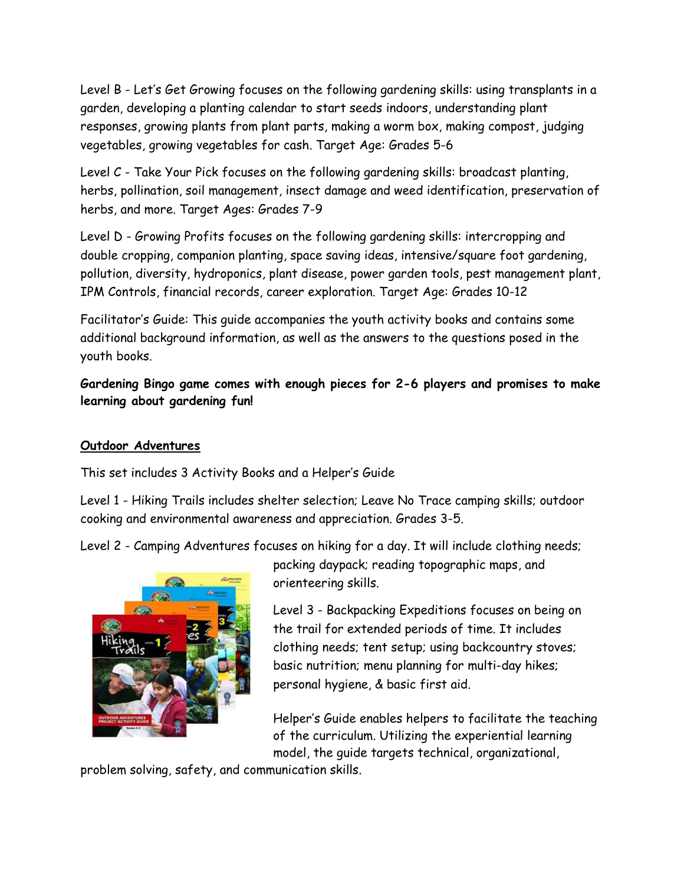Level B - Let's Get Growing focuses on the following gardening skills: using transplants in a garden, developing a planting calendar to start seeds indoors, understanding plant responses, growing plants from plant parts, making a worm box, making compost, judging vegetables, growing vegetables for cash. Target Age: Grades 5-6

Level C - Take Your Pick focuses on the following gardening skills: broadcast planting, herbs, pollination, soil management, insect damage and weed identification, preservation of herbs, and more. Target Ages: Grades 7-9

Level D - Growing Profits focuses on the following gardening skills: intercropping and double cropping, companion planting, space saving ideas, intensive/square foot gardening, pollution, diversity, hydroponics, plant disease, power garden tools, pest management plant, IPM Controls, financial records, career exploration. Target Age: Grades 10-12

Facilitator's Guide: This guide accompanies the youth activity books and contains some additional background information, as well as the answers to the questions posed in the youth books.

**Gardening Bingo game comes with enough pieces for 2-6 players and promises to make learning about gardening fun!**

## Outdoor Adventures

This set includes 3 Activity Books and a Helper's Guide

Level 1 - Hiking Trails includes shelter selection; Leave No Trace camping skills; outdoor cooking and environmental awareness and appreciation. Grades 3-5.

Level 2 - Camping Adventures focuses on hiking for a day. It will include clothing needs; packing daypack; reading topographic maps, and orienteering skills.

Level 3 - Backpacking Expeditions focuses on being on the trail for extended periods of time. It includes clothing needs; tent setup; using backcountry stoves; basic nutrition; menu planning for multi-day hikes; personal hygiene, & basic first aid.

Helper's Guide enables helpers to facilitate the teaching of the curriculum. Utilizing the experiential learning model, the guide targets technical, organizational, problem solving, safety, and communication skills.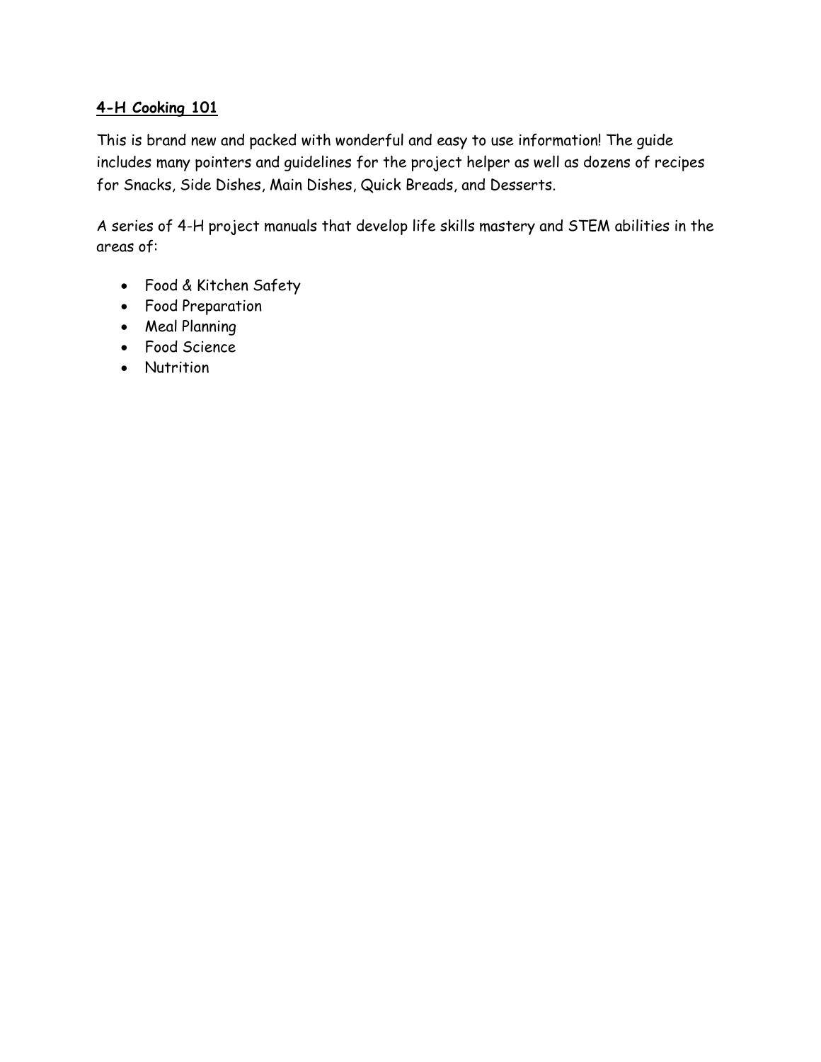**4-H Cooking 101**

This is brand new and packed with wonderful and easy to use information! The guide includes many pointers and guidelines for the project helper as well as dozens of recipes for Snacks, Side Dishes, Main Dishes, Quick Breads, and Desserts.

A series of 4-H project manuals that develop life skills mastery and STEM abilities in the areas of:

- Food & Kitchen Safety
- Food Preparation
- Meal Planning
- Food Science
- Nutrition